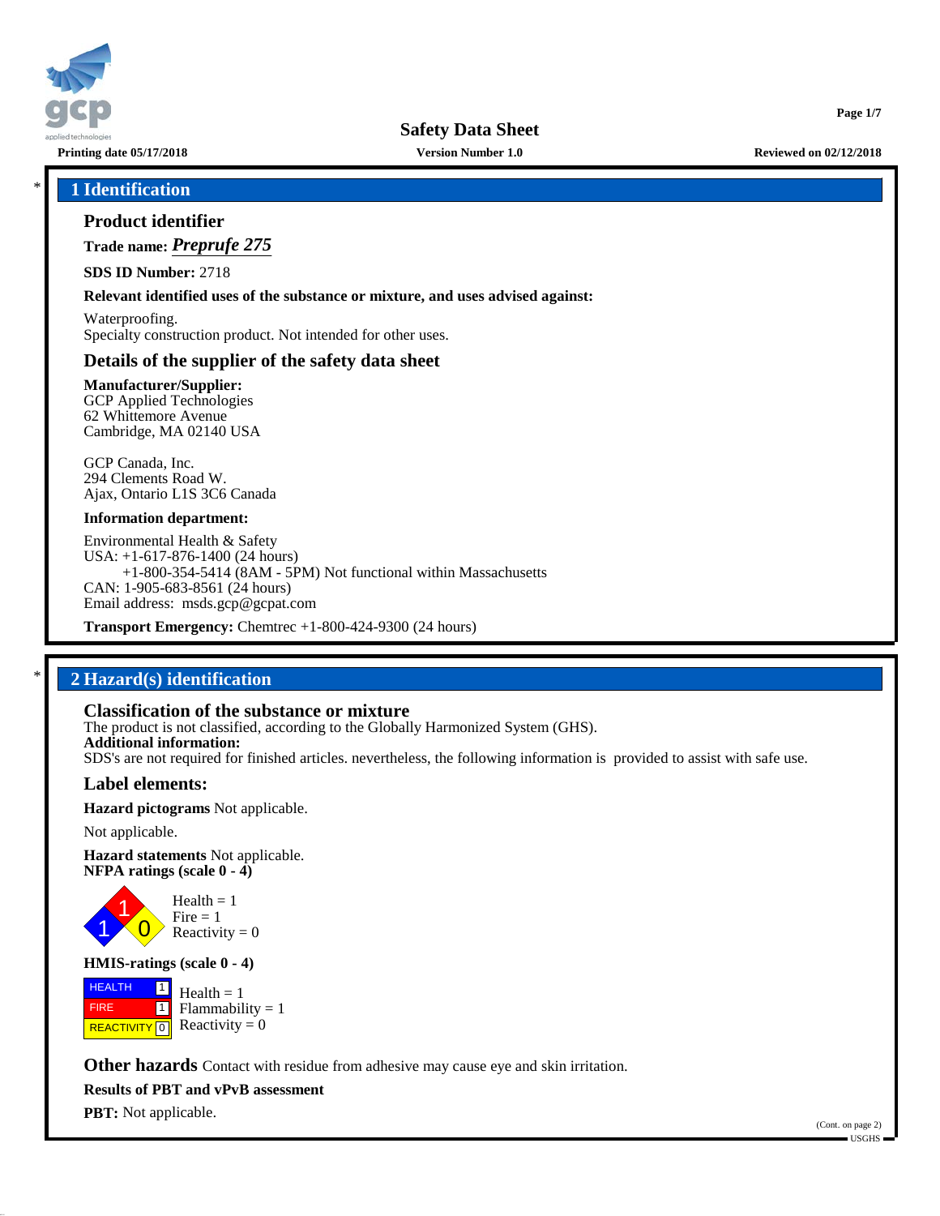# Safety Data Sheet

**Printing date 05/17/2018** **Version Number 1.0** **Reviewed on 02/12/2018**

## * 1 Identification

### Product identifier

**Trade name:** ***Preprufe 275***

**SDS ID Number:** 2718

**Relevant identified uses of the substance or mixture, and uses advised against:**

Waterproofing.
Specialty construction product. Not intended for other uses.

### Details of the supplier of the safety data sheet

**Manufacturer/Supplier:**
GCP Applied Technologies
62 Whittemore Avenue
Cambridge, MA 02140 USA

GCP Canada, Inc.
294 Clements Road W.
Ajax, Ontario L1S 3C6 Canada

**Information department:**

Environmental Health & Safety
USA: +1-617-876-1400 (24 hours)
+1-800-354-5414 (8AM - 5PM) Not functional within Massachusetts
CAN: 1-905-683-8561 (24 hours)
Email address: msds.gcp@gcpat.com

**Transport Emergency:** Chemtrec +1-800-424-9300 (24 hours)

## * 2 Hazard(s) identification

### Classification of the substance or mixture

The product is not classified, according to the Globally Harmonized System (GHS).

**Additional information:**
SDS's are not required for finished articles. nevertheless, the following information is provided to assist with safe use.

### Label elements:

**Hazard pictograms** Not applicable.

Not applicable.

**Hazard statements** Not applicable.

**NFPA ratings (scale 0 - 4)**

Health = 1
Fire = 1
Reactivity = 0

**HMIS-ratings (scale 0 - 4)**

| | | |
|---|---|---|
| HEALTH | 1 | Health = 1 |
| FIRE | 1 | Flammability = 1 |
| REACTIVITY | 0 | Reactivity = 0 |

**Other hazards** Contact with residue from adhesive may cause eye and skin irritation.

**Results of PBT and vPvB assessment**

**PBT:** Not applicable.

(Cont. on page 2)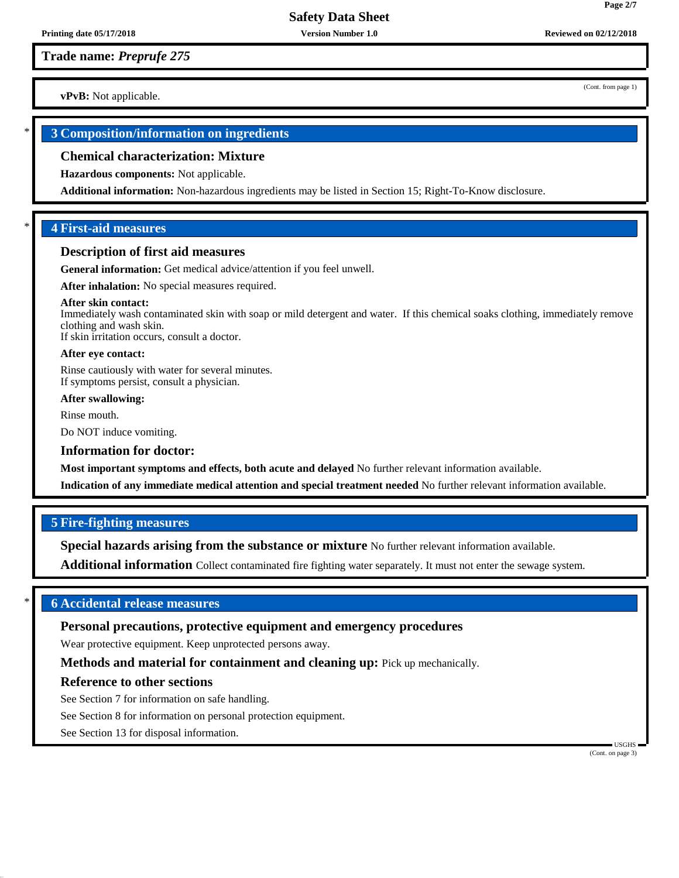**Trade name:** ***Preprufe 275***

(Cont. from page 1)

**vPvB:** Not applicable.

## 3 Composition/information on ingredients

### Chemical characterization: Mixture

**Hazardous components:** Not applicable.

**Additional information:** Non-hazardous ingredients may be listed in Section 15; Right-To-Know disclosure.

## 4 First-aid measures

### Description of first aid measures

**General information:** Get medical advice/attention if you feel unwell.

**After inhalation:** No special measures required.

**After skin contact:**
Immediately wash contaminated skin with soap or mild detergent and water. If this chemical soaks clothing, immediately remove clothing and wash skin.
If skin irritation occurs, consult a doctor.

**After eye contact:**

Rinse cautiously with water for several minutes.
If symptoms persist, consult a physician.

**After swallowing:**

Rinse mouth.

Do NOT induce vomiting.

### Information for doctor:

**Most important symptoms and effects, both acute and delayed** No further relevant information available.

**Indication of any immediate medical attention and special treatment needed** No further relevant information available.

## 5 Fire-fighting measures

**Special hazards arising from the substance or mixture** No further relevant information available.

**Additional information** Collect contaminated fire fighting water separately. It must not enter the sewage system.

## 6 Accidental release measures

### Personal precautions, protective equipment and emergency procedures

Wear protective equipment. Keep unprotected persons away.

**Methods and material for containment and cleaning up:** Pick up mechanically.

### Reference to other sections

See Section 7 for information on safe handling.

See Section 8 for information on personal protection equipment.

See Section 13 for disposal information.

(Cont. on page 3)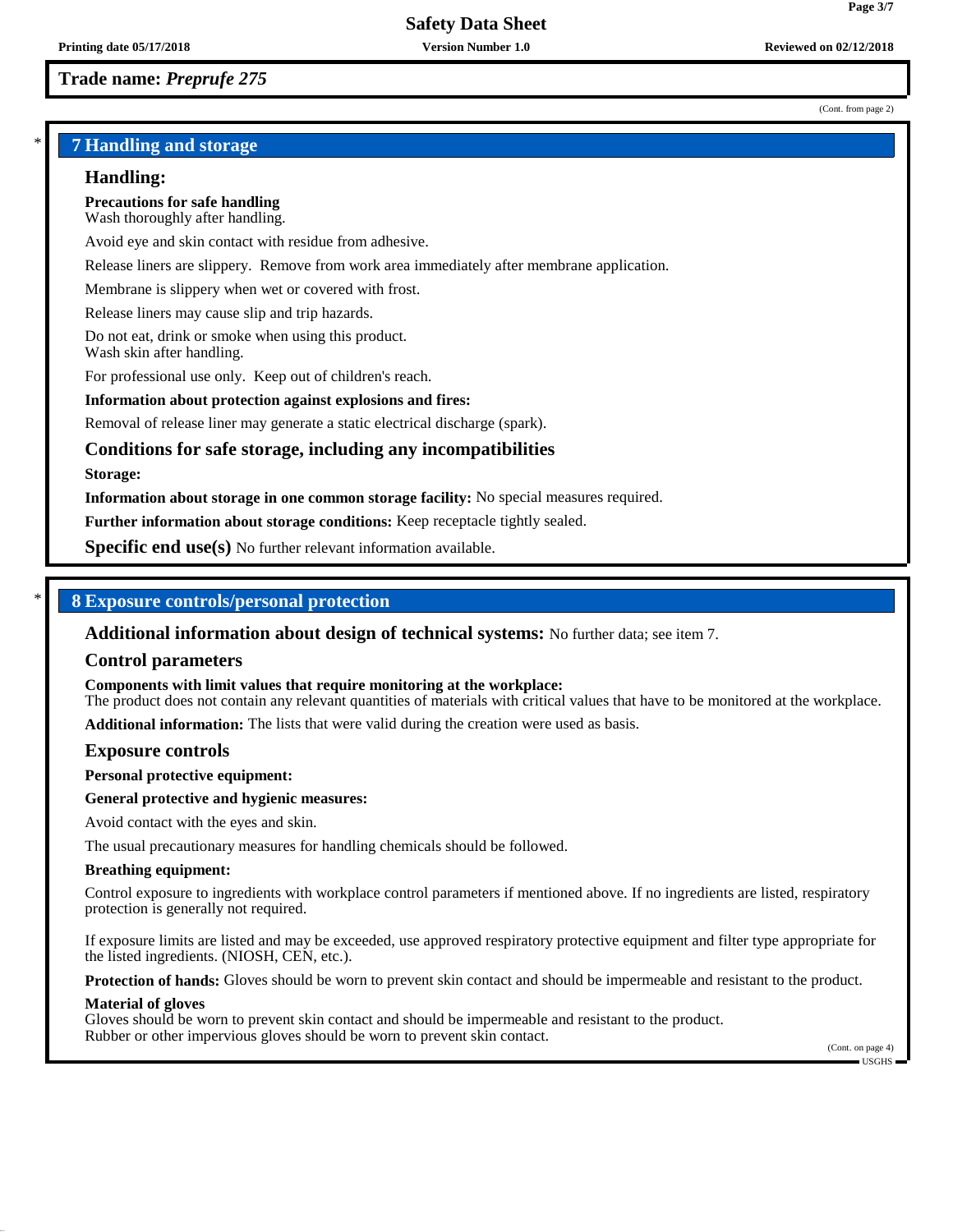**Trade name: *Preprufe 275***

(Cont. from page 2)

## 7 Handling and storage

### Handling:

**Precautions for safe handling**
Wash thoroughly after handling.

Avoid eye and skin contact with residue from adhesive.

Release liners are slippery.  Remove from work area immediately after membrane application.

Membrane is slippery when wet or covered with frost.

Release liners may cause slip and trip hazards.

Do not eat, drink or smoke when using this product.
Wash skin after handling.

For professional use only.  Keep out of children's reach.

**Information about protection against explosions and fires:**

Removal of release liner may generate a static electrical discharge (spark).

### Conditions for safe storage, including any incompatibilities

**Storage:**

**Information about storage in one common storage facility:** No special measures required.

**Further information about storage conditions:** Keep receptacle tightly sealed.

**Specific end use(s)** No further relevant information available.

## 8 Exposure controls/personal protection

**Additional information about design of technical systems:** No further data; see item 7.

### Control parameters

**Components with limit values that require monitoring at the workplace:**
The product does not contain any relevant quantities of materials with critical values that have to be monitored at the workplace.

**Additional information:** The lists that were valid during the creation were used as basis.

### Exposure controls

**Personal protective equipment:**

**General protective and hygienic measures:**

Avoid contact with the eyes and skin.

The usual precautionary measures for handling chemicals should be followed.

**Breathing equipment:**

Control exposure to ingredients with workplace control parameters if mentioned above. If no ingredients are listed, respiratory protection is generally not required.

If exposure limits are listed and may be exceeded, use approved respiratory protective equipment and filter type appropriate for the listed ingredients. (NIOSH, CEN, etc.).

**Protection of hands:** Gloves should be worn to prevent skin contact and should be impermeable and resistant to the product.

**Material of gloves**
Gloves should be worn to prevent skin contact and should be impermeable and resistant to the product.
Rubber or other impervious gloves should be worn to prevent skin contact.

(Cont. on page 4)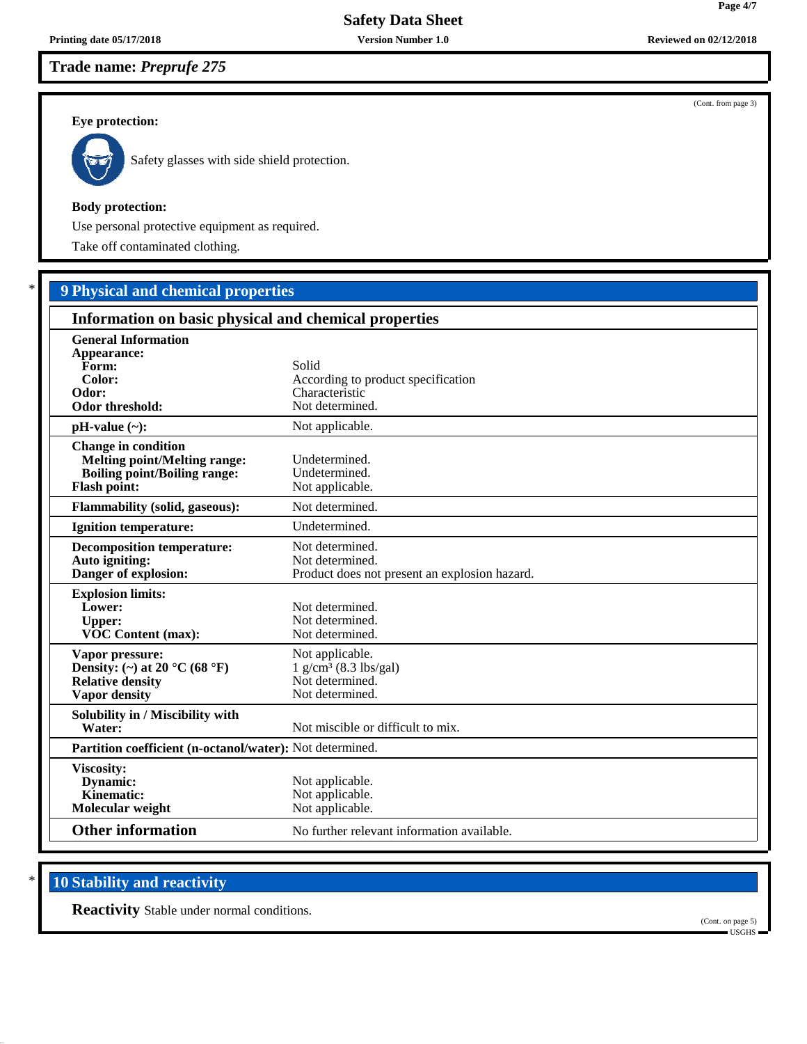**Trade name:** ***Preprufe 275***

(Cont. from page 3)

**Eye protection:**

Safety glasses with side shield protection.

**Body protection:**

Use personal protective equipment as required.

Take off contaminated clothing.

## * 9 Physical and chemical properties

### Information on basic physical and chemical properties

| Property | Value |
|---|---|
| **General Information** | |
| **Appearance:** | |
| **Form:** | Solid |
| **Color:** | According to product specification |
| **Odor:** | Characteristic |
| **Odor threshold:** | Not determined. |
| **pH-value (~):** | Not applicable. |
| **Change in condition** | |
| **Melting point/Melting range:** | Undetermined. |
| **Boiling point/Boiling range:** | Undetermined. |
| **Flash point:** | Not applicable. |
| **Flammability (solid, gaseous):** | Not determined. |
| **Ignition temperature:** | Undetermined. |
| **Decomposition temperature:** | Not determined. |
| **Auto igniting:** | Not determined. |
| **Danger of explosion:** | Product does not present an explosion hazard. |
| **Explosion limits:** | |
| **Lower:** | Not determined. |
| **Upper:** | Not determined. |
| **VOC Content (max):** | Not determined. |
| **Vapor pressure:** | Not applicable. |
| **Density: (~) at 20 °C (68 °F)** | 1 g/cm³ (8.3 lbs/gal) |
| **Relative density** | Not determined. |
| **Vapor density** | Not determined. |
| **Solubility in / Miscibility with** | |
| **Water:** | Not miscible or difficult to mix. |
| **Partition coefficient (n-octanol/water):** | Not determined. |
| **Viscosity:** | |
| **Dynamic:** | Not applicable. |
| **Kinematic:** | Not applicable. |
| **Molecular weight** | Not applicable. |
| **Other information** | No further relevant information available. |

## * 10 Stability and reactivity

**Reactivity** Stable under normal conditions.

(Cont. on page 5)

USGHS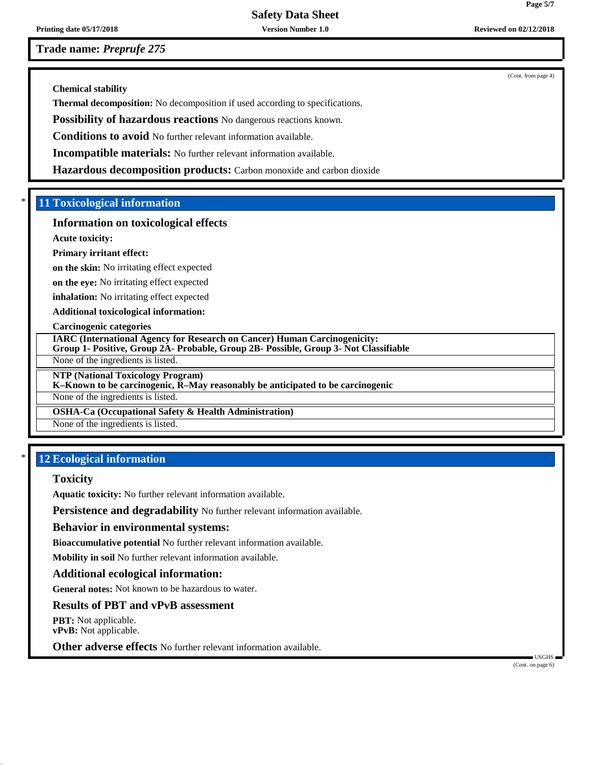**Trade name:** ***Preprufe 275***

(Cont. from page 4)

**Chemical stability**

**Thermal decomposition:** No decomposition if used according to specifications.

**Possibility of hazardous reactions** No dangerous reactions known.

**Conditions to avoid** No further relevant information available.

**Incompatible materials:** No further relevant information available.

**Hazardous decomposition products:** Carbon monoxide and carbon dioxide

\* 

## 11 Toxicological information

### Information on toxicological effects

**Acute toxicity:**

**Primary irritant effect:**

**on the skin:** No irritating effect expected

**on the eye:** No irritating effect expected

**inhalation:** No irritating effect expected

**Additional toxicological information:**

**Carcinogenic categories**

| **IARC (International Agency for Research on Cancer) Human Carcinogenicity: Group 1- Positive, Group 2A- Probable, Group 2B- Possible, Group 3- Not Classifiable** |
|---|
| None of the ingredients is listed. |

| **NTP (National Toxicology Program) K–Known to be carcinogenic, R–May reasonably be anticipated to be carcinogenic** |
|---|
| None of the ingredients is listed. |

| **OSHA-Ca (Occupational Safety & Health Administration)** |
|---|
| None of the ingredients is listed. |

\* 

## 12 Ecological information

### Toxicity

**Aquatic toxicity:** No further relevant information available.

**Persistence and degradability** No further relevant information available.

### Behavior in environmental systems:

**Bioaccumulative potential** No further relevant information available.

**Mobility in soil** No further relevant information available.

### Additional ecological information:

**General notes:** Not known to be hazardous to water.

### Results of PBT and vPvB assessment

**PBT:** Not applicable.
**vPvB:** Not applicable.

**Other adverse effects** No further relevant information available.

USGHS

(Cont. on page 6)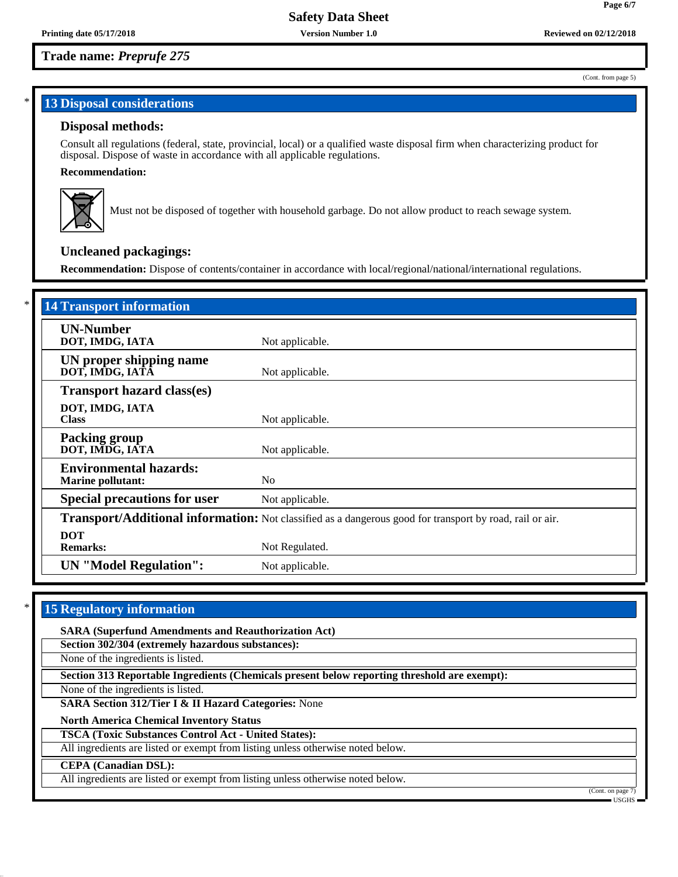Trade name: *Preprufe 275*

(Cont. from page 5)

## 13 Disposal considerations

### Disposal methods:

Consult all regulations (federal, state, provincial, local) or a qualified waste disposal firm when characterizing product for disposal. Dispose of waste in accordance with all applicable regulations.

**Recommendation:**

Must not be disposed of together with household garbage. Do not allow product to reach sewage system.

### Uncleaned packagings:

**Recommendation:** Dispose of contents/container in accordance with local/regional/national/international regulations.

## 14 Transport information

| | |
|---|---|
| **UN-Number**<br>**DOT, IMDG, IATA** | Not applicable. |
| **UN proper shipping name**<br>**DOT, IMDG, IATA** | Not applicable. |
| **Transport hazard class(es)**<br>**DOT, IMDG, IATA**<br>**Class** | Not applicable. |
| **Packing group**<br>**DOT, IMDG, IATA** | Not applicable. |
| **Environmental hazards:**<br>**Marine pollutant:** | No |
| **Special precautions for user** | Not applicable. |
| **Transport/Additional information:** | Not classified as a dangerous good for transport by road, rail or air. |
| **DOT**<br>**Remarks:** | Not Regulated. |
| **UN "Model Regulation":** | Not applicable. |

## 15 Regulatory information

**SARA (Superfund Amendments and Reauthorization Act)**

**Section 302/304 (extremely hazardous substances):**

None of the ingredients is listed.

**Section 313 Reportable Ingredients (Chemicals present below reporting threshold are exempt):**

None of the ingredients is listed.

**SARA Section 312/Tier I & II Hazard Categories:** None

**North America Chemical Inventory Status**

**TSCA (Toxic Substances Control Act - United States):**

All ingredients are listed or exempt from listing unless otherwise noted below.

**CEPA (Canadian DSL):**

All ingredients are listed or exempt from listing unless otherwise noted below.

(Cont. on page 7)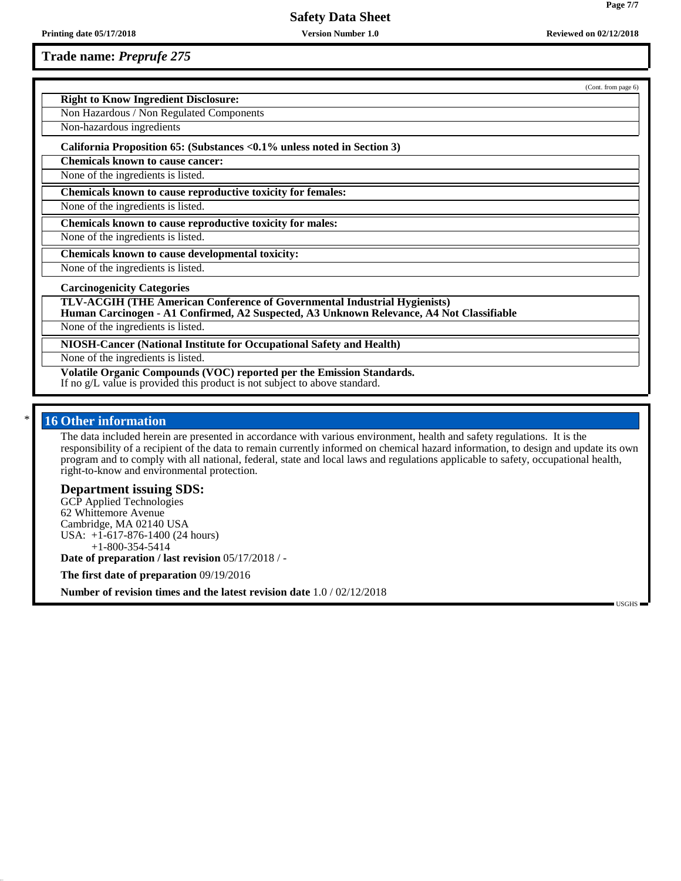**Trade name:** ***Preprufe 275***

(Cont. from page 6)

**Right to Know Ingredient Disclosure:**

Non Hazardous / Non Regulated Components

Non-hazardous ingredients

**California Proposition 65: (Substances <0.1% unless noted in Section 3)**

**Chemicals known to cause cancer:**

None of the ingredients is listed.

**Chemicals known to cause reproductive toxicity for females:**

None of the ingredients is listed.

**Chemicals known to cause reproductive toxicity for males:**

None of the ingredients is listed.

**Chemicals known to cause developmental toxicity:**

None of the ingredients is listed.

**Carcinogenicity Categories**

**TLV-ACGIH (THE American Conference of Governmental Industrial Hygienists)**
**Human Carcinogen - A1 Confirmed, A2 Suspected, A3 Unknown Relevance, A4 Not Classifiable**

None of the ingredients is listed.

**NIOSH-Cancer (National Institute for Occupational Safety and Health)**

None of the ingredients is listed.

**Volatile Organic Compounds (VOC) reported per the Emission Standards.**
If no g/L value is provided this product is not subject to above standard.

## * 16 Other information

The data included herein are presented in accordance with various environment, health and safety regulations. It is the responsibility of a recipient of the data to remain currently informed on chemical hazard information, to design and update its own program and to comply with all national, federal, state and local laws and regulations applicable to safety, occupational health, right-to-know and environmental protection.

### Department issuing SDS:

GCP Applied Technologies
62 Whittemore Avenue
Cambridge, MA 02140 USA
USA: +1-617-876-1400 (24 hours)
+1-800-354-5414

**Date of preparation / last revision** 05/17/2018 / -

**The first date of preparation** 09/19/2016

**Number of revision times and the latest revision date** 1.0 / 02/12/2018

USGHS